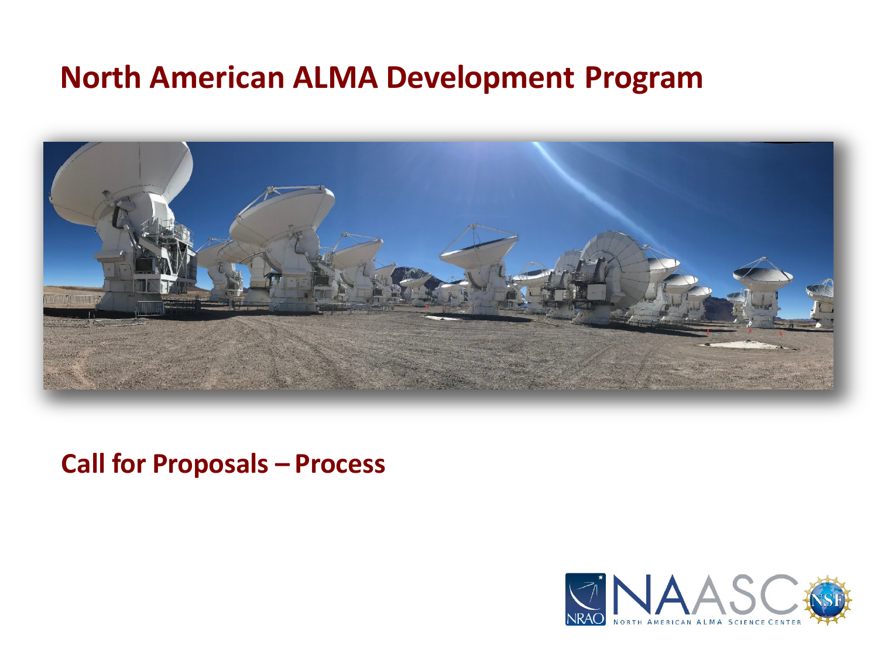# North American ALMA Development Program

## Call for Proposals – Process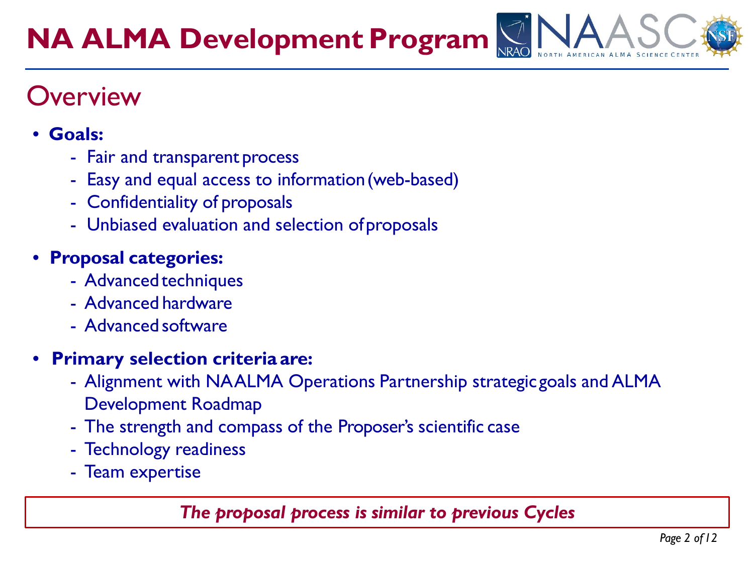# NA ALMA Development Program

## Overview

- **Goals:**
  - Fair and transparent process
  - Easy and equal access to information (web-based)
  - Confidentiality of proposals
  - Unbiased evaluation and selection of proposals
- **Proposal categories:**
  - Advanced techniques
  - Advanced hardware
  - Advanced software
- **Primary selection criteria are:**
  - Alignment with NAALMA Operations Partnership strategic goals and ALMA Development Roadmap
  - The strength and compass of the Proposer's scientific case
  - Technology readiness
  - Team expertise

***The proposal process is similar to previous Cycles***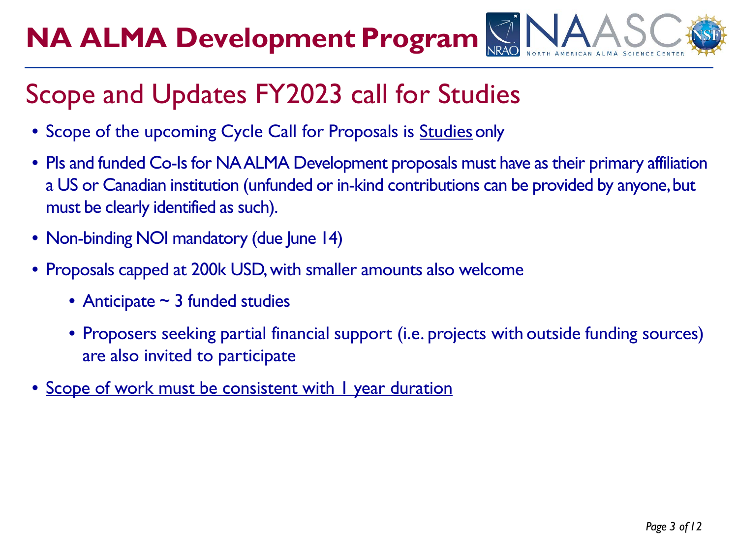# NA ALMA Development Program

## Scope and Updates FY2023 call for Studies

- Scope of the upcoming Cycle Call for Proposals is <u>Studies</u> only
- PIs and funded Co-Is for NA ALMA Development proposals must have as their primary affiliation a US or Canadian institution (unfunded or in-kind contributions can be provided by anyone, but must be clearly identified as such).
- Non-binding NOI mandatory (due June 14)
- Proposals capped at 200k USD, with smaller amounts also welcome
  - Anticipate ~ 3 funded studies
  - Proposers seeking partial financial support (i.e. projects with outside funding sources) are also invited to participate
- <u>Scope of work must be consistent with 1 year duration</u>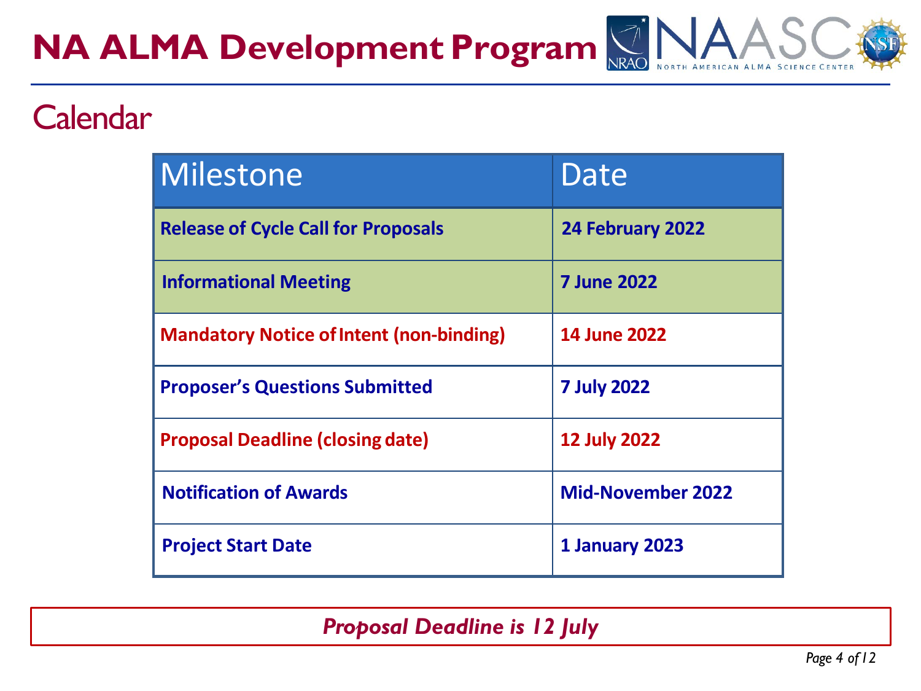# NA ALMA Development Program

## Calendar

| Milestone | Date |
| --- | --- |
| **Release of Cycle Call for Proposals** | **24 February 2022** |
| **Informational Meeting** | **7 June 2022** |
| **Mandatory Notice of Intent (non-binding)** | **14 June 2022** |
| **Proposer's Questions Submitted** | **7 July 2022** |
| **Proposal Deadline (closing date)** | **12 July 2022** |
| **Notification of Awards** | **Mid-November 2022** |
| **Project Start Date** | **1 January 2023** |

***Proposal Deadline is 12 July***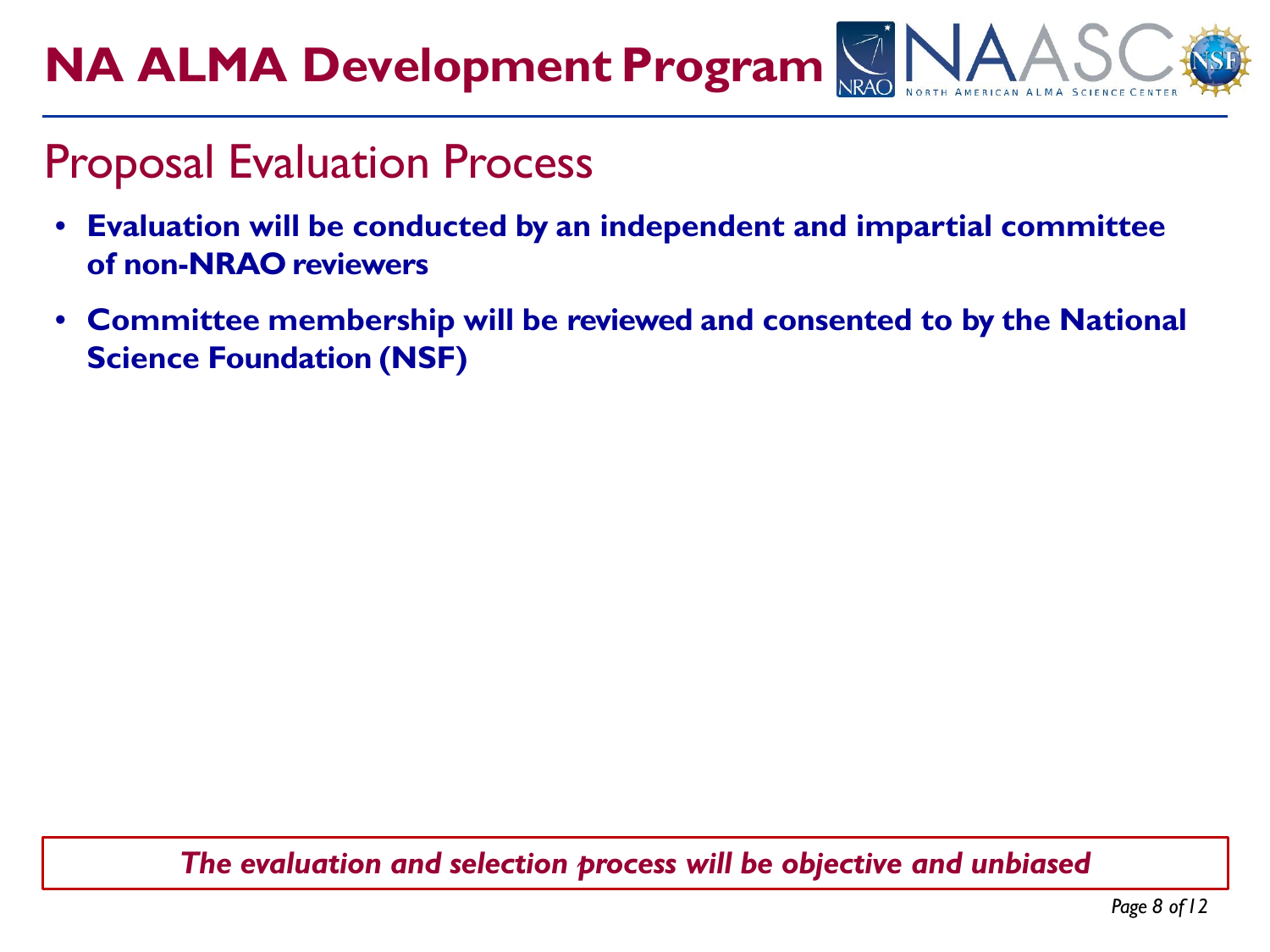# NA ALMA Development Program

## Proposal Evaluation Process

- **Evaluation will be conducted by an independent and impartial committee of non-NRAO reviewers**
- **Committee membership will be reviewed and consented to by the National Science Foundation (NSF)**

***The evaluation and selection process will be objective and unbiased***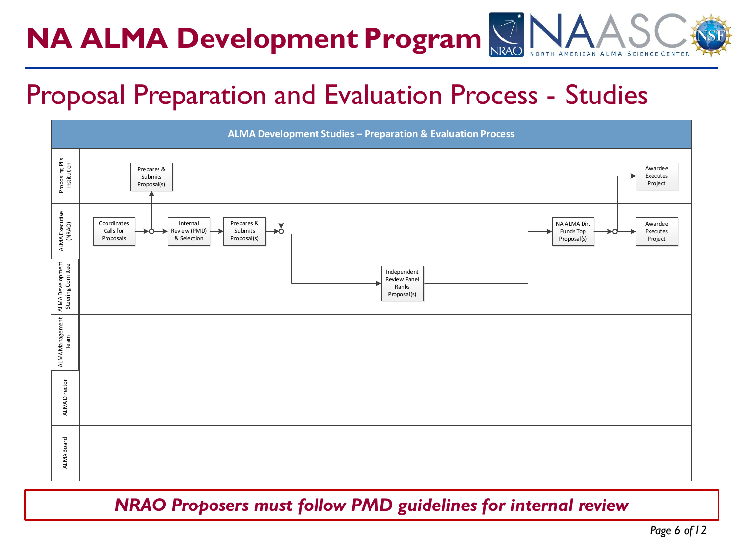# NA ALMA Development Program

## Proposal Preparation and Evaluation Process - Studies

**ALMA Development Studies – Preparation & Evaluation Process**

| Lane | Steps |
| --- | --- |
| Proposing PI's Institution | Prepares & Submits Proposal(s); Awardee Executes Project |
| ALMA Executive (NRAO) | Coordinates Calls for Proposals → Internal Review (PMD) & Selection → Prepares & Submits Proposal(s); NA ALMA Dir. Funds Top Proposal(s) → Awardee Executes Project |
| ALMA Development Steering Comittee | Independent Review Panel Ranks Proposal(s) |
| ALMA Management Team | |
| ALMA Director | |
| ALMA Board | |

***NRAO Proposers must follow PMD guidelines for internal review***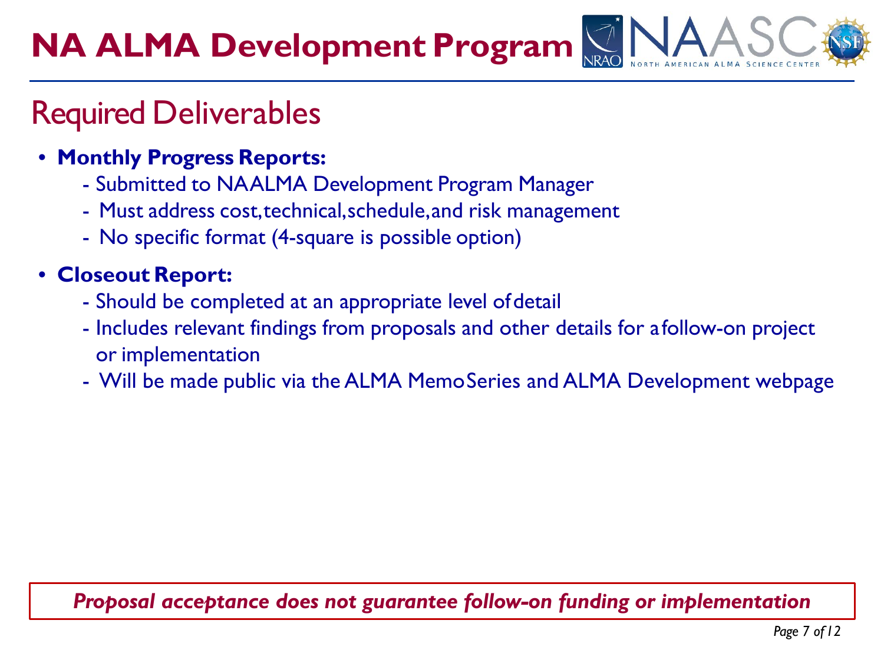# NA ALMA Development Program

## Required Deliverables

- **Monthly Progress Reports:**
  - Submitted to NAALMA Development Program Manager
  - Must address cost, technical, schedule, and risk management
  - No specific format (4-square is possible option)
- **Closeout Report:**
  - Should be completed at an appropriate level of detail
  - Includes relevant findings from proposals and other details for a follow-on project or implementation
  - Will be made public via the ALMA Memo Series and ALMA Development webpage

***Proposal acceptance does not guarantee follow-on funding or implementation***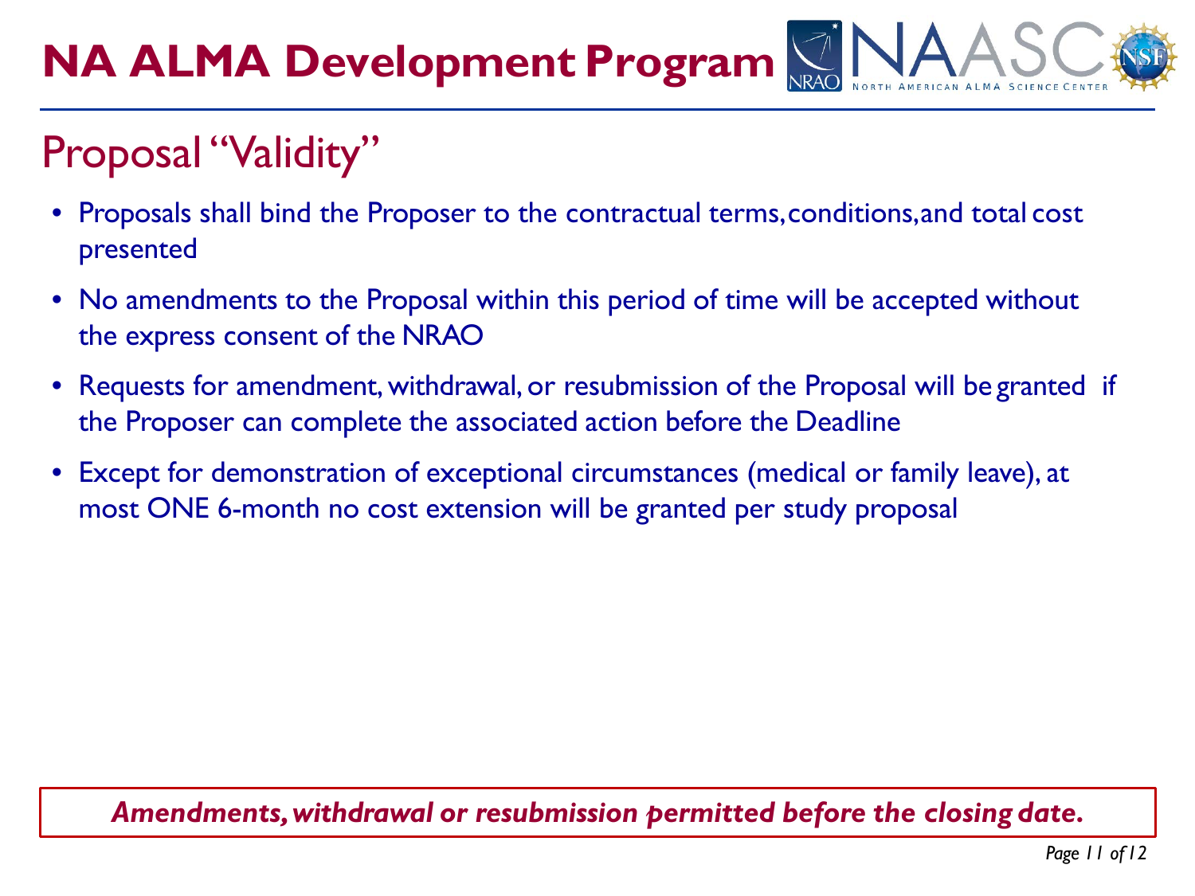# NA ALMA Development Program

## Proposal "Validity"

- Proposals shall bind the Proposer to the contractual terms, conditions, and total cost presented
- No amendments to the Proposal within this period of time will be accepted without the express consent of the NRAO
- Requests for amendment, withdrawal, or resubmission of the Proposal will be granted if the Proposer can complete the associated action before the Deadline
- Except for demonstration of exceptional circumstances (medical or family leave), at most ONE 6-month no cost extension will be granted per study proposal

***Amendments, withdrawal or resubmission permitted before the closing date.***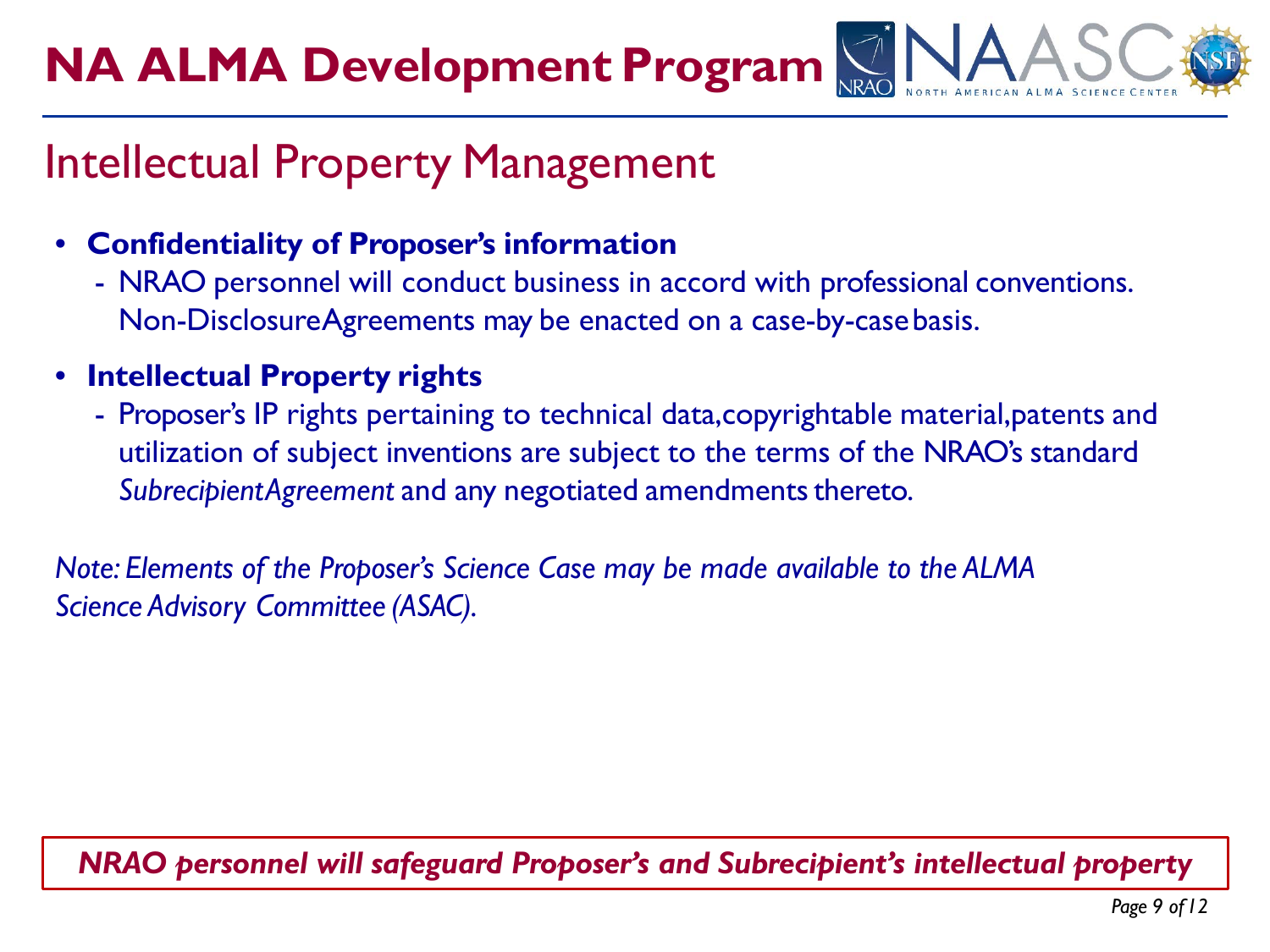# NA ALMA Development Program

## Intellectual Property Management

- **Confidentiality of Proposer's information**
  - NRAO personnel will conduct business in accord with professional conventions. Non-Disclosure Agreements may be enacted on a case-by-case basis.

- **Intellectual Property rights**
  - Proposer's IP rights pertaining to technical data, copyrightable material, patents and utilization of subject inventions are subject to the terms of the NRAO's standard *Subrecipient Agreement* and any negotiated amendments thereto.

*Note: Elements of the Proposer's Science Case may be made available to the ALMA Science Advisory Committee (ASAC).*

***NRAO personnel will safeguard Proposer's and Subrecipient's intellectual property***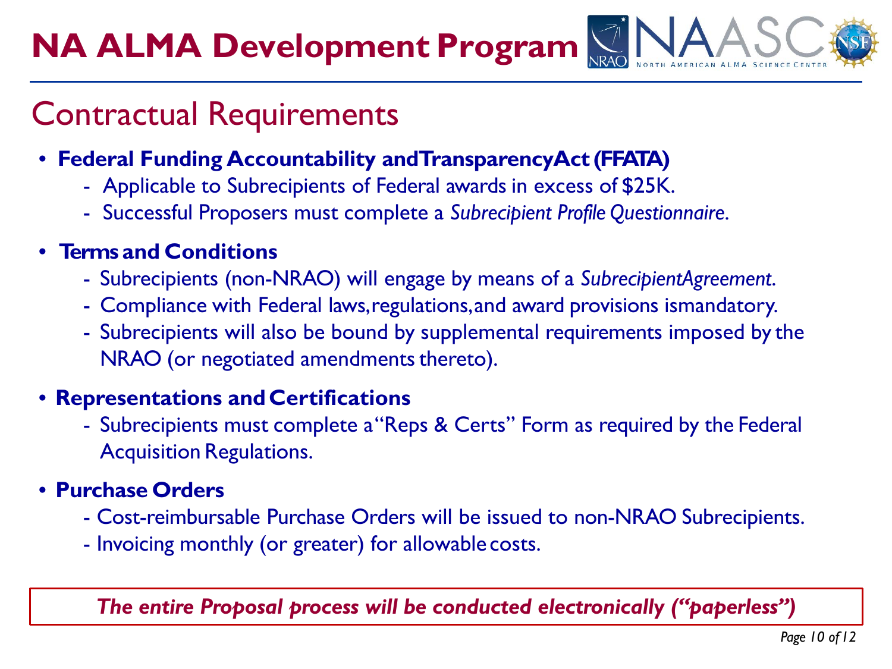# NA ALMA Development Program

## Contractual Requirements

- **Federal Funding Accountability and Transparency Act (FFATA)**
  - Applicable to Subrecipients of Federal awards in excess of $25K.
  - Successful Proposers must complete a *Subrecipient Profile Questionnaire*.
- **Terms and Conditions**
  - Subrecipients (non-NRAO) will engage by means of a *Subrecipient Agreement*.
  - Compliance with Federal laws, regulations, and award provisions is mandatory.
  - Subrecipients will also be bound by supplemental requirements imposed by the NRAO (or negotiated amendments thereto).
- **Representations and Certifications**
  - Subrecipients must complete a "Reps & Certs" Form as required by the Federal Acquisition Regulations.
- **Purchase Orders**
  - Cost-reimbursable Purchase Orders will be issued to non-NRAO Subrecipients.
  - Invoicing monthly (or greater) for allowable costs.

***The entire Proposal process will be conducted electronically ("paperless")***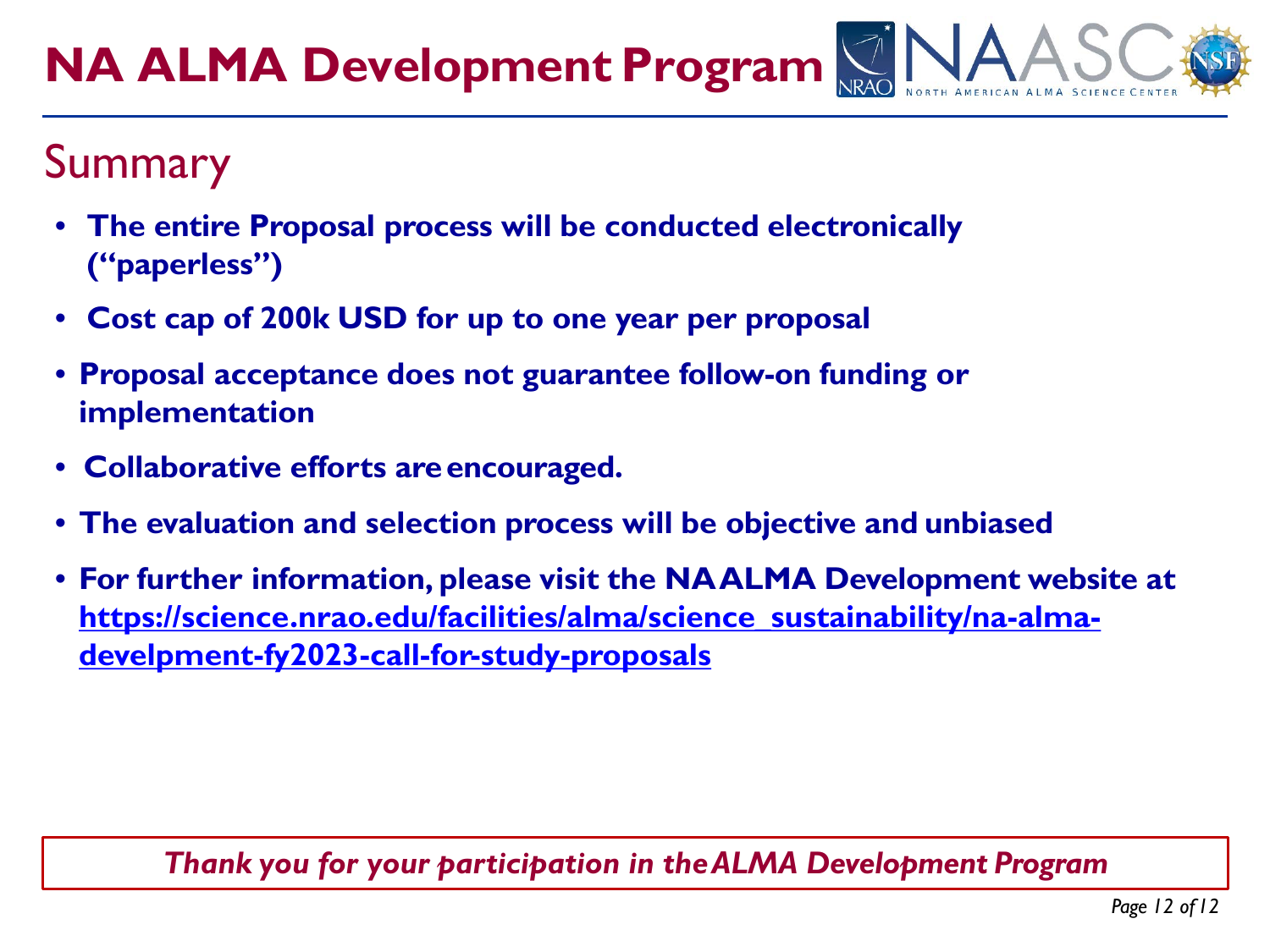# NA ALMA Development Program

## Summary

- **The entire Proposal process will be conducted electronically ("paperless")**
- **Cost cap of 200k USD for up to one year per proposal**
- **Proposal acceptance does not guarantee follow-on funding or implementation**
- **Collaborative efforts are encouraged.**
- **The evaluation and selection process will be objective and unbiased**
- **For further information, please visit the NA ALMA Development website at [https://science.nrao.edu/facilities/alma/science_sustainability/na-alma-develpment-fy2023-call-for-study-proposals](https://science.nrao.edu/facilities/alma/science_sustainability/na-alma-develpment-fy2023-call-for-study-proposals)**

*Thank you for your participation in the ALMA Development Program*